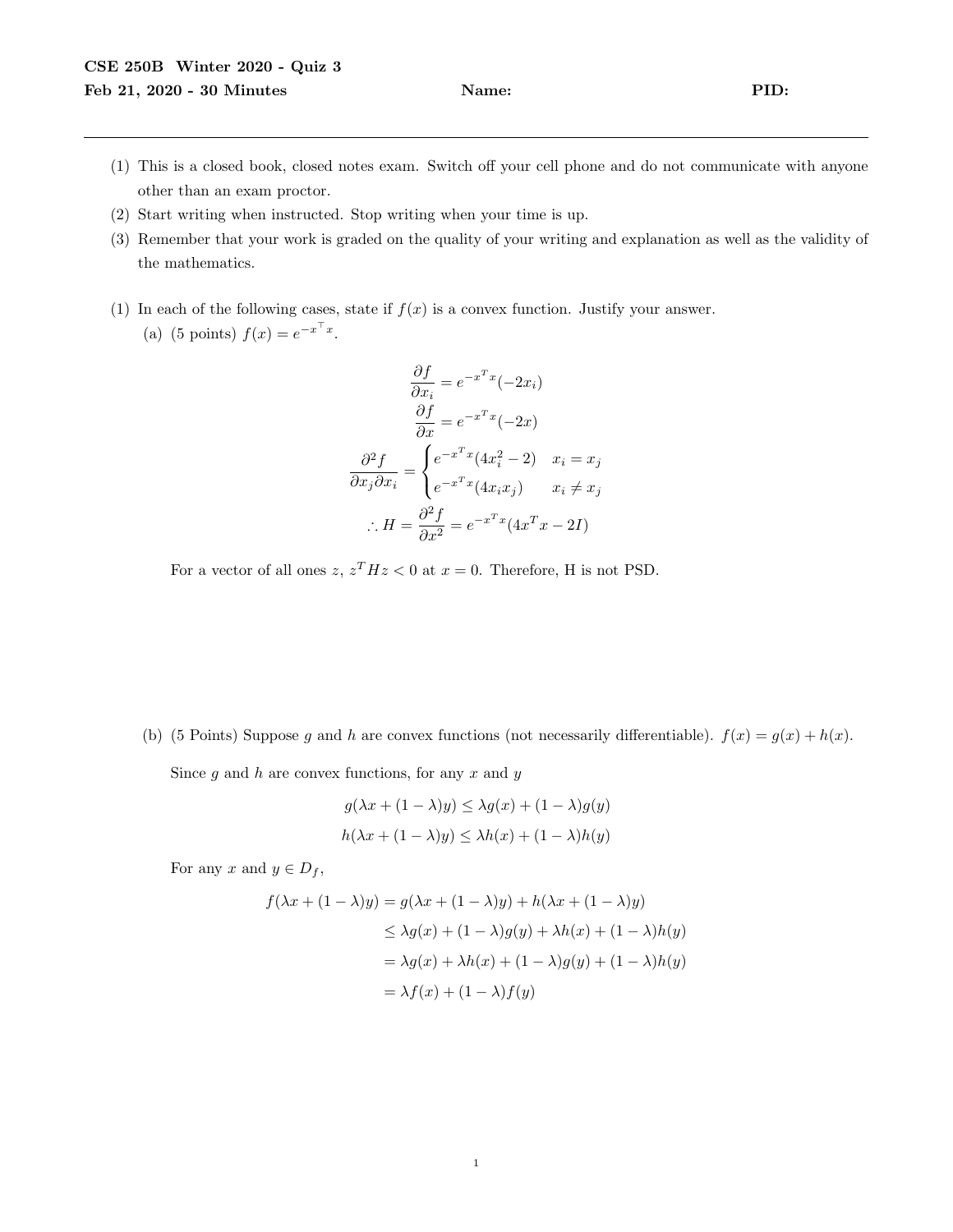**CSE 250B Winter 2020 - Quiz 3**

**Feb 21, 2020 - 30 Minutes** **Name:** **PID:**

---

(1) This is a closed book, closed notes exam. Switch off your cell phone and do not communicate with anyone other than an exam proctor.

(2) Start writing when instructed. Stop writing when your time is up.

(3) Remember that your work is graded on the quality of your writing and explanation as well as the validity of the mathematics.

(1) In each of the following cases, state if $f(x)$ is a convex function. Justify your answer.

(a) (5 points) $f(x) = e^{-x^\top x}$.

$$\frac{\partial f}{\partial x_i} = e^{-x^T x}(-2x_i)$$

$$\frac{\partial f}{\partial x} = e^{-x^T x}(-2x)$$

$$\frac{\partial^2 f}{\partial x_j \partial x_i} = \begin{cases} e^{-x^T x}(4x_i^2 - 2) & x_i = x_j \\ e^{-x^T x}(4x_i x_j) & x_i \neq x_j \end{cases}$$

$$\therefore H = \frac{\partial^2 f}{\partial x^2} = e^{-x^T x}(4x^T x - 2I)$$

For a vector of all ones $z$, $z^T H z < 0$ at $x = 0$. Therefore, H is not PSD.

(b) (5 Points) Suppose $g$ and $h$ are convex functions (not necessarily differentiable). $f(x) = g(x) + h(x)$.

Since $g$ and $h$ are convex functions, for any $x$ and $y$

$$g(\lambda x + (1-\lambda)y) \leq \lambda g(x) + (1-\lambda)g(y)$$

$$h(\lambda x + (1-\lambda)y) \leq \lambda h(x) + (1-\lambda)h(y)$$

For any $x$ and $y \in D_f$,

$$\begin{aligned} f(\lambda x + (1-\lambda)y) &= g(\lambda x + (1-\lambda)y) + h(\lambda x + (1-\lambda)y) \\ &\leq \lambda g(x) + (1-\lambda)g(y) + \lambda h(x) + (1-\lambda)h(y) \\ &= \lambda g(x) + \lambda h(x) + (1-\lambda)g(y) + (1-\lambda)h(y) \\ &= \lambda f(x) + (1-\lambda)f(y) \end{aligned}$$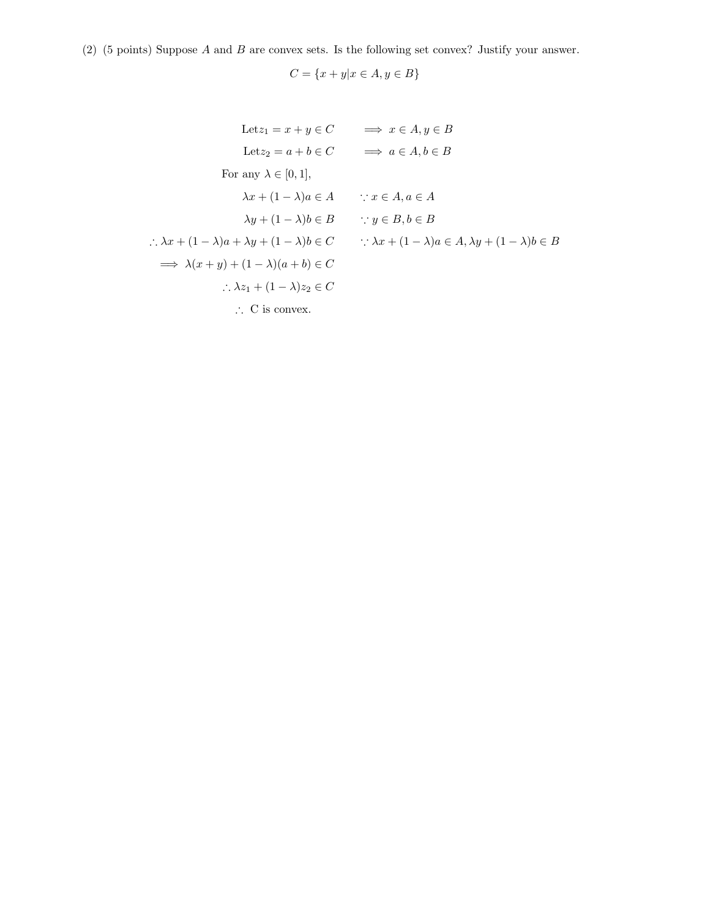(2) (5 points) Suppose $A$ and $B$ are convex sets. Is the following set convex? Justify your answer.

$$C = \{x + y | x \in A, y \in B\}$$

$$
\begin{aligned}
\text{Let} z_1 = x + y \in C & \qquad \implies x \in A, y \in B \\
\text{Let} z_2 = a + b \in C & \qquad \implies a \in A, b \in B \\
\text{For any } \lambda \in [0, 1], & \\
\lambda x + (1 - \lambda) a \in A & \qquad \because x \in A, a \in A \\
\lambda y + (1 - \lambda) b \in B & \qquad \because y \in B, b \in B \\
\therefore \lambda x + (1 - \lambda) a + \lambda y + (1 - \lambda) b \in C & \qquad \because \lambda x + (1 - \lambda) a \in A, \lambda y + (1 - \lambda) b \in B \\
\implies \lambda (x + y) + (1 - \lambda)(a + b) \in C & \\
\therefore \lambda z_1 + (1 - \lambda) z_2 \in C & \\
\therefore \text{ C is convex.} &
\end{aligned}
$$